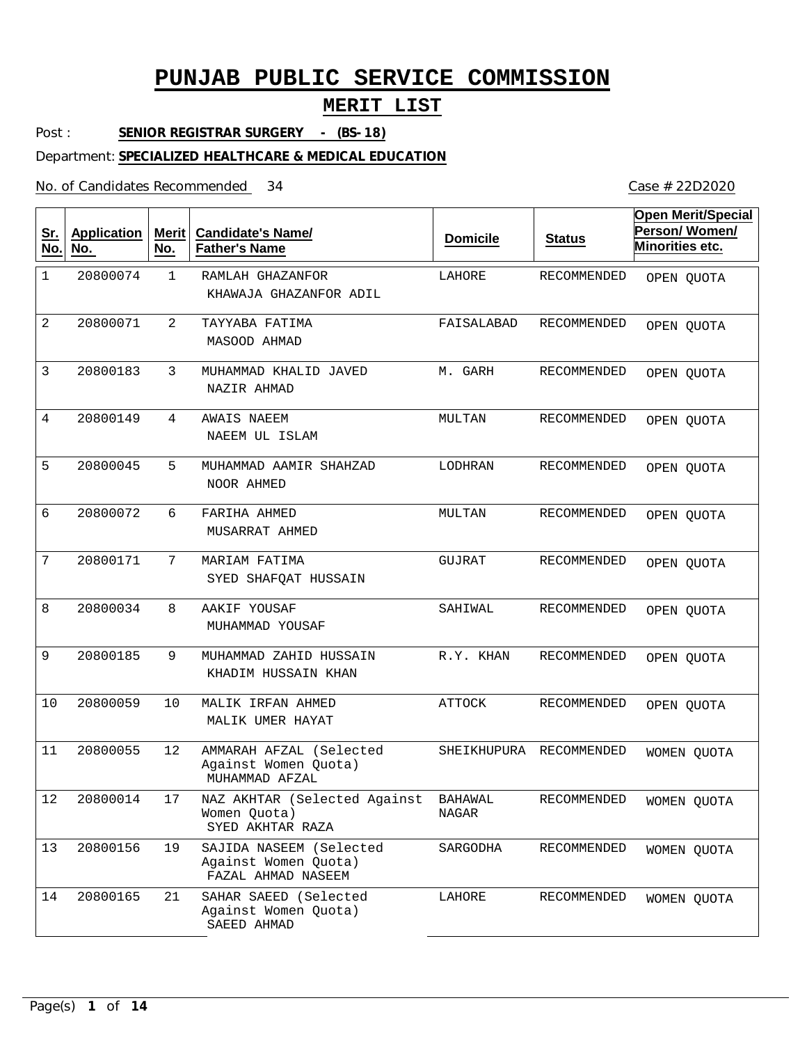# PUNJAB PUBLIC SERVICE COMMISSION

## MERIT LIST

Post : **SENIOR REGISTRAR SURGERY - (BS-18)**

Department: **SPECIALIZED HEALTHCARE & MEDICAL EDUCATION**

No. of Candidates Recommended 34

Case # 22D2020

| Sr. No. | Application No. | Merit No. | Candidate's Name/ Father's Name | Domicile | Status | Open Merit/Special Person/ Women/ Minorities etc. |
|---|---|---|---|---|---|---|
| 1 | 20800074 | 1 | RAMLAH GHAZANFOR<br>KHAWAJA GHAZANFOR ADIL | LAHORE | RECOMMENDED | OPEN QUOTA |
| 2 | 20800071 | 2 | TAYYABA FATIMA<br>MASOOD AHMAD | FAISALABAD | RECOMMENDED | OPEN QUOTA |
| 3 | 20800183 | 3 | MUHAMMAD KHALID JAVED<br>NAZIR AHMAD | M. GARH | RECOMMENDED | OPEN QUOTA |
| 4 | 20800149 | 4 | AWAIS NAEEM<br>NAEEM UL ISLAM | MULTAN | RECOMMENDED | OPEN QUOTA |
| 5 | 20800045 | 5 | MUHAMMAD AAMIR SHAHZAD<br>NOOR AHMED | LODHRAN | RECOMMENDED | OPEN QUOTA |
| 6 | 20800072 | 6 | FARIHA AHMED<br>MUSARRAT AHMED | MULTAN | RECOMMENDED | OPEN QUOTA |
| 7 | 20800171 | 7 | MARIAM FATIMA<br>SYED SHAFQAT HUSSAIN | GUJRAT | RECOMMENDED | OPEN QUOTA |
| 8 | 20800034 | 8 | AAKIF YOUSAF<br>MUHAMMAD YOUSAF | SAHIWAL | RECOMMENDED | OPEN QUOTA |
| 9 | 20800185 | 9 | MUHAMMAD ZAHID HUSSAIN<br>KHADIM HUSSAIN KHAN | R.Y. KHAN | RECOMMENDED | OPEN QUOTA |
| 10 | 20800059 | 10 | MALIK IRFAN AHMED<br>MALIK UMER HAYAT | ATTOCK | RECOMMENDED | OPEN QUOTA |
| 11 | 20800055 | 12 | AMMARAH AFZAL (Selected Against Women Quota)<br>MUHAMMAD AFZAL | SHEIKHUPURA | RECOMMENDED | WOMEN QUOTA |
| 12 | 20800014 | 17 | NAZ AKHTAR (Selected Against Women Quota)<br>SYED AKHTAR RAZA | BAHAWAL NAGAR | RECOMMENDED | WOMEN QUOTA |
| 13 | 20800156 | 19 | SAJIDA NASEEM (Selected Against Women Quota)<br>FAZAL AHMAD NASEEM | SARGODHA | RECOMMENDED | WOMEN QUOTA |
| 14 | 20800165 | 21 | SAHAR SAEED (Selected Against Women Quota)<br>SAEED AHMAD | LAHORE | RECOMMENDED | WOMEN QUOTA |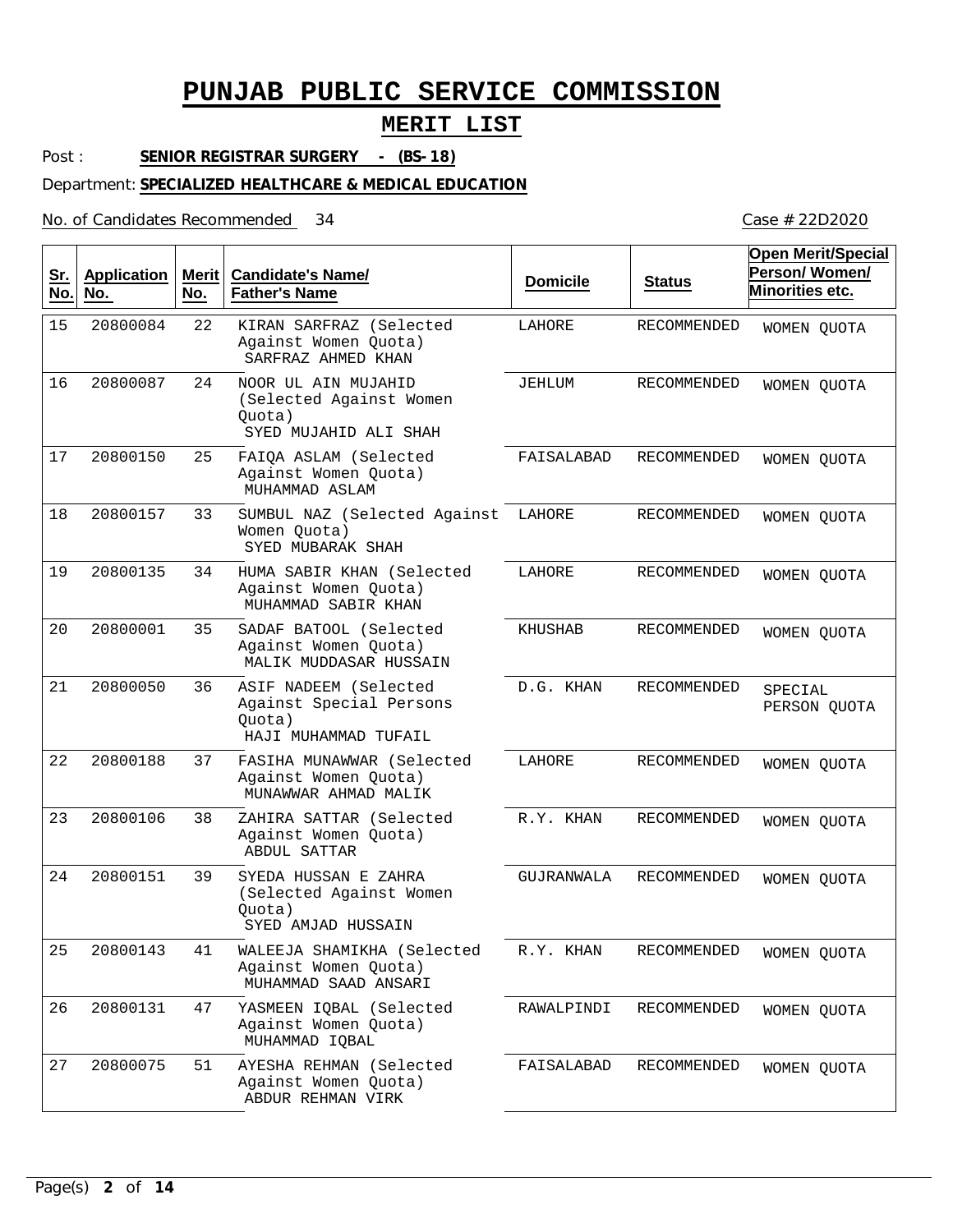# PUNJAB PUBLIC SERVICE COMMISSION

## MERIT LIST

Post : **SENIOR REGISTRAR SURGERY - (BS-18)**

Department: **SPECIALIZED HEALTHCARE & MEDICAL EDUCATION**

No. of Candidates Recommended 34

Case # 22D2020

| Sr. No. | Application No. | Merit No. | Candidate's Name/ Father's Name | Domicile | Status | Open Merit/Special Person/ Women/ Minorities etc. |
|---|---|---|---|---|---|---|
| 15 | 20800084 | 22 | KIRAN SARFRAZ (Selected Against Women Quota) SARFRAZ AHMED KHAN | LAHORE | RECOMMENDED | WOMEN QUOTA |
| 16 | 20800087 | 24 | NOOR UL AIN MUJAHID (Selected Against Women Quota) SYED MUJAHID ALI SHAH | JEHLUM | RECOMMENDED | WOMEN QUOTA |
| 17 | 20800150 | 25 | FAIQA ASLAM (Selected Against Women Quota) MUHAMMAD ASLAM | FAISALABAD | RECOMMENDED | WOMEN QUOTA |
| 18 | 20800157 | 33 | SUMBUL NAZ (Selected Against Women Quota) SYED MUBARAK SHAH | LAHORE | RECOMMENDED | WOMEN QUOTA |
| 19 | 20800135 | 34 | HUMA SABIR KHAN (Selected Against Women Quota) MUHAMMAD SABIR KHAN | LAHORE | RECOMMENDED | WOMEN QUOTA |
| 20 | 20800001 | 35 | SADAF BATOOL (Selected Against Women Quota) MALIK MUDDASAR HUSSAIN | KHUSHAB | RECOMMENDED | WOMEN QUOTA |
| 21 | 20800050 | 36 | ASIF NADEEM (Selected Against Special Persons Quota) HAJI MUHAMMAD TUFAIL | D.G. KHAN | RECOMMENDED | SPECIAL PERSON QUOTA |
| 22 | 20800188 | 37 | FASIHA MUNAWWAR (Selected Against Women Quota) MUNAWWAR AHMAD MALIK | LAHORE | RECOMMENDED | WOMEN QUOTA |
| 23 | 20800106 | 38 | ZAHIRA SATTAR (Selected Against Women Quota) ABDUL SATTAR | R.Y. KHAN | RECOMMENDED | WOMEN QUOTA |
| 24 | 20800151 | 39 | SYEDA HUSSAN E ZAHRA (Selected Against Women Quota) SYED AMJAD HUSSAIN | GUJRANWALA | RECOMMENDED | WOMEN QUOTA |
| 25 | 20800143 | 41 | WALEEJA SHAMIKHA (Selected Against Women Quota) MUHAMMAD SAAD ANSARI | R.Y. KHAN | RECOMMENDED | WOMEN QUOTA |
| 26 | 20800131 | 47 | YASMEEN IQBAL (Selected Against Women Quota) MUHAMMAD IQBAL | RAWALPINDI | RECOMMENDED | WOMEN QUOTA |
| 27 | 20800075 | 51 | AYESHA REHMAN (Selected Against Women Quota) ABDUR REHMAN VIRK | FAISALABAD | RECOMMENDED | WOMEN QUOTA |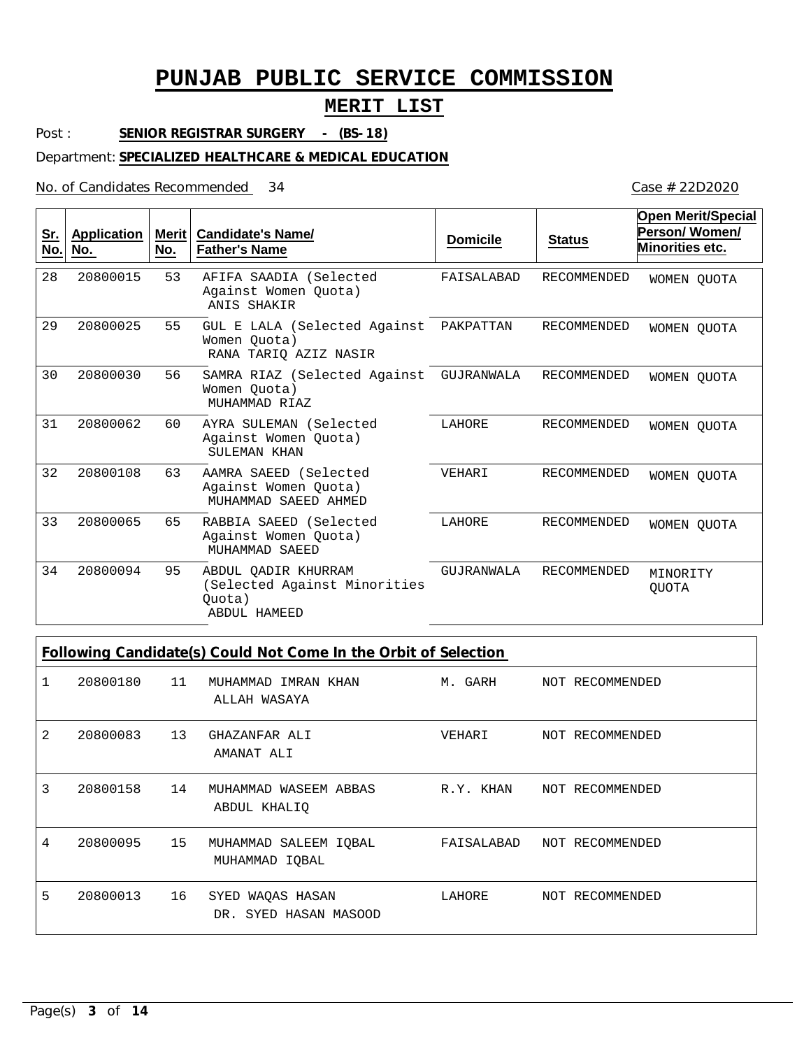# PUNJAB PUBLIC SERVICE COMMISSION

## MERIT LIST

Post : **SENIOR REGISTRAR SURGERY - (BS-18)**

Department: **SPECIALIZED HEALTHCARE & MEDICAL EDUCATION**

No. of Candidates Recommended 34

Case # 22D2020

| Sr. No. | Application No. | Merit No. | Candidate's Name/ Father's Name | Domicile | Status | Open Merit/Special Person/ Women/ Minorities etc. |
|---|---|---|---|---|---|---|
| 28 | 20800015 | 53 | AFIFA SAADIA (Selected Against Women Quota) ANIS SHAKIR | FAISALABAD | RECOMMENDED | WOMEN QUOTA |
| 29 | 20800025 | 55 | GUL E LALA (Selected Against Women Quota) RANA TARIQ AZIZ NASIR | PAKPATTAN | RECOMMENDED | WOMEN QUOTA |
| 30 | 20800030 | 56 | SAMRA RIAZ (Selected Against Women Quota) MUHAMMAD RIAZ | GUJRANWALA | RECOMMENDED | WOMEN QUOTA |
| 31 | 20800062 | 60 | AYRA SULEMAN (Selected Against Women Quota) SULEMAN KHAN | LAHORE | RECOMMENDED | WOMEN QUOTA |
| 32 | 20800108 | 63 | AAMRA SAEED (Selected Against Women Quota) MUHAMMAD SAEED AHMED | VEHARI | RECOMMENDED | WOMEN QUOTA |
| 33 | 20800065 | 65 | RABBIA SAEED (Selected Against Women Quota) MUHAMMAD SAEED | LAHORE | RECOMMENDED | WOMEN QUOTA |
| 34 | 20800094 | 95 | ABDUL QADIR KHURRAM (Selected Against Minorities Quota) ABDUL HAMEED | GUJRANWALA | RECOMMENDED | MINORITY QUOTA |

**Following Candidate(s) Could Not Come In the Orbit of Selection**

| Sr. No. | Application No. | Merit No. | Candidate's Name/ Father's Name | Domicile | Status |
|---|---|---|---|---|---|
| 1 | 20800180 | 11 | MUHAMMAD IMRAN KHAN ALLAH WASAYA | M. GARH | NOT RECOMMENDED |
| 2 | 20800083 | 13 | GHAZANFAR ALI AMANAT ALI | VEHARI | NOT RECOMMENDED |
| 3 | 20800158 | 14 | MUHAMMAD WASEEM ABBAS ABDUL KHALIQ | R.Y. KHAN | NOT RECOMMENDED |
| 4 | 20800095 | 15 | MUHAMMAD SALEEM IQBAL MUHAMMAD IQBAL | FAISALABAD | NOT RECOMMENDED |
| 5 | 20800013 | 16 | SYED WAQAS HASAN DR. SYED HASAN MASOOD | LAHORE | NOT RECOMMENDED |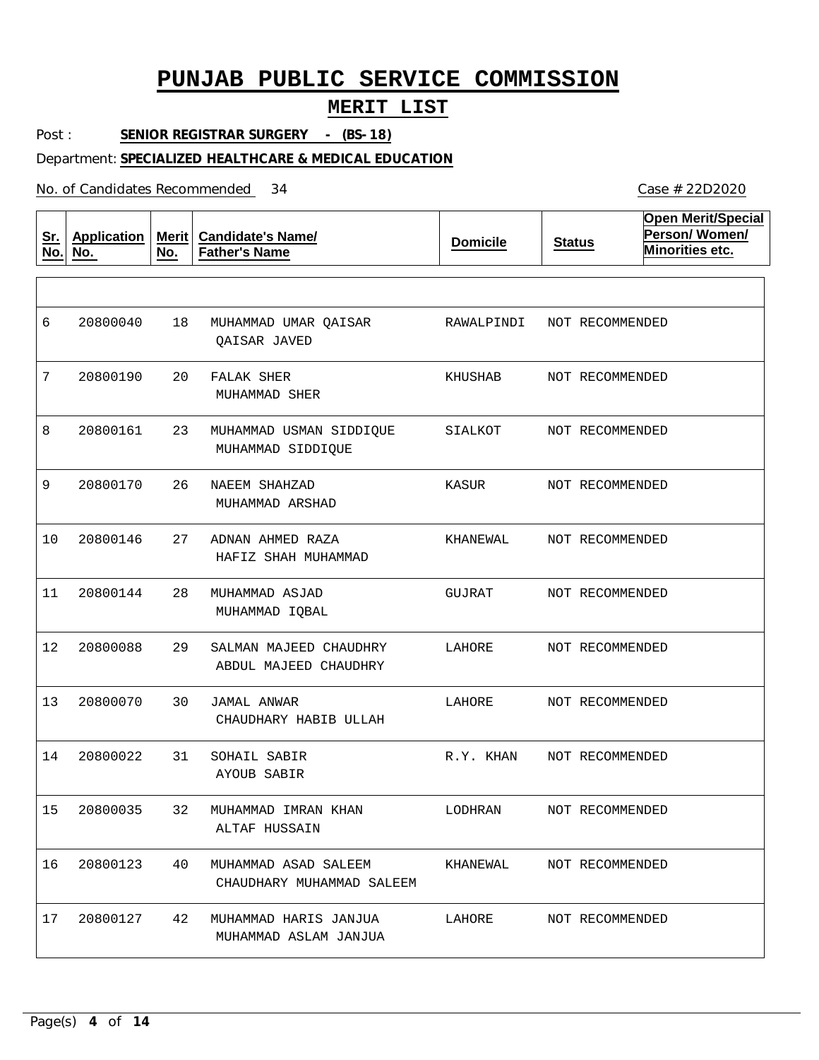# PUNJAB PUBLIC SERVICE COMMISSION

## MERIT LIST

Post : **SENIOR REGISTRAR SURGERY - (BS-18)**

Department: **SPECIALIZED HEALTHCARE & MEDICAL EDUCATION**

No. of Candidates Recommended 34

Case # 22D2020

| Sr. No. | Application No. | Merit No. | Candidate's Name/ Father's Name | Domicile | Status | Open Merit/Special Person/ Women/ Minorities etc. |
|---|---|---|---|---|---|---|
| 6 | 20800040 | 18 | MUHAMMAD UMAR QAISAR<br>QAISAR JAVED | RAWALPINDI | NOT RECOMMENDED | |
| 7 | 20800190 | 20 | FALAK SHER<br>MUHAMMAD SHER | KHUSHAB | NOT RECOMMENDED | |
| 8 | 20800161 | 23 | MUHAMMAD USMAN SIDDIQUE<br>MUHAMMAD SIDDIQUE | SIALKOT | NOT RECOMMENDED | |
| 9 | 20800170 | 26 | NAEEM SHAHZAD<br>MUHAMMAD ARSHAD | KASUR | NOT RECOMMENDED | |
| 10 | 20800146 | 27 | ADNAN AHMED RAZA<br>HAFIZ SHAH MUHAMMAD | KHANEWAL | NOT RECOMMENDED | |
| 11 | 20800144 | 28 | MUHAMMAD ASJAD<br>MUHAMMAD IQBAL | GUJRAT | NOT RECOMMENDED | |
| 12 | 20800088 | 29 | SALMAN MAJEED CHAUDHRY<br>ABDUL MAJEED CHAUDHRY | LAHORE | NOT RECOMMENDED | |
| 13 | 20800070 | 30 | JAMAL ANWAR<br>CHAUDHARY HABIB ULLAH | LAHORE | NOT RECOMMENDED | |
| 14 | 20800022 | 31 | SOHAIL SABIR<br>AYOUB SABIR | R.Y. KHAN | NOT RECOMMENDED | |
| 15 | 20800035 | 32 | MUHAMMAD IMRAN KHAN<br>ALTAF HUSSAIN | LODHRAN | NOT RECOMMENDED | |
| 16 | 20800123 | 40 | MUHAMMAD ASAD SALEEM<br>CHAUDHARY MUHAMMAD SALEEM | KHANEWAL | NOT RECOMMENDED | |
| 17 | 20800127 | 42 | MUHAMMAD HARIS JANJUA<br>MUHAMMAD ASLAM JANJUA | LAHORE | NOT RECOMMENDED | |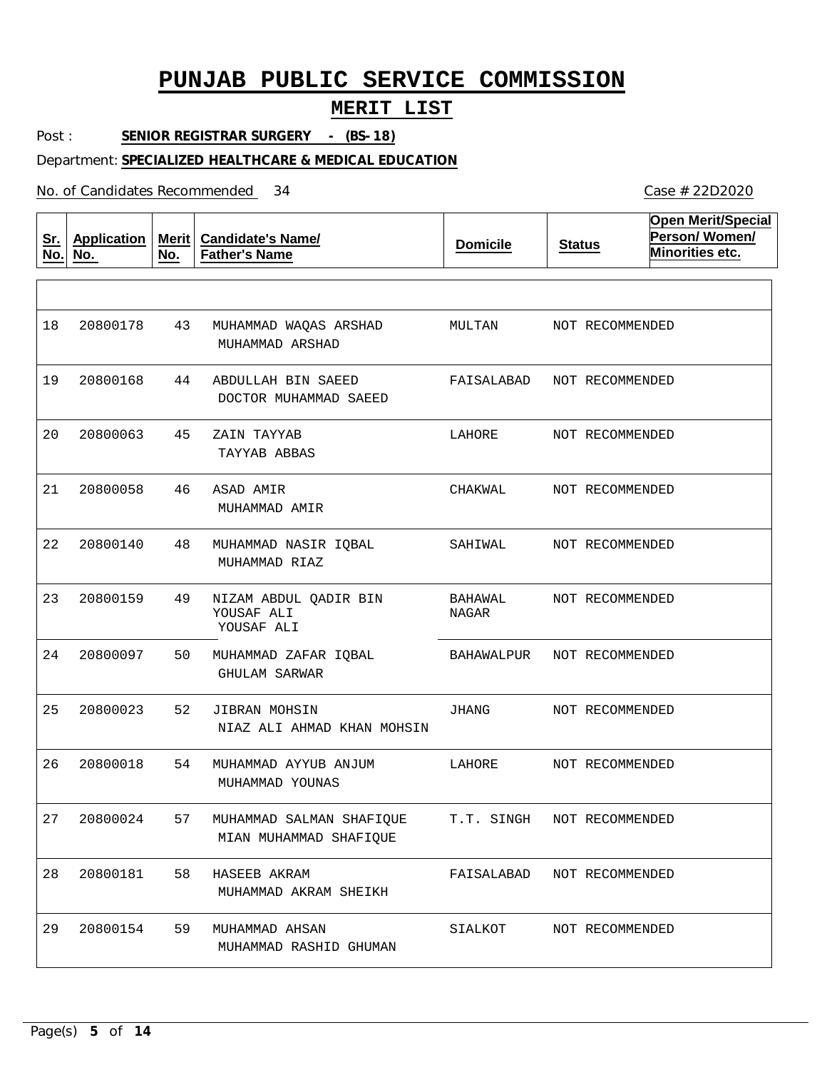# PUNJAB PUBLIC SERVICE COMMISSION

## MERIT LIST

Post : **SENIOR REGISTRAR SURGERY - (BS-18)**

Department: **SPECIALIZED HEALTHCARE & MEDICAL EDUCATION**

No. of Candidates Recommended 34

Case # 22D2020

| Sr. No. | Application No. | Merit No. | Candidate's Name/ Father's Name | Domicile | Status | Open Merit/Special Person/ Women/ Minorities etc. |
|---|---|---|---|---|---|---|
| 18 | 20800178 | 43 | MUHAMMAD WAQAS ARSHAD<br>MUHAMMAD ARSHAD | MULTAN | NOT RECOMMENDED | |
| 19 | 20800168 | 44 | ABDULLAH BIN SAEED<br>DOCTOR MUHAMMAD SAEED | FAISALABAD | NOT RECOMMENDED | |
| 20 | 20800063 | 45 | ZAIN TAYYAB<br>TAYYAB ABBAS | LAHORE | NOT RECOMMENDED | |
| 21 | 20800058 | 46 | ASAD AMIR<br>MUHAMMAD AMIR | CHAKWAL | NOT RECOMMENDED | |
| 22 | 20800140 | 48 | MUHAMMAD NASIR IQBAL<br>MUHAMMAD RIAZ | SAHIWAL | NOT RECOMMENDED | |
| 23 | 20800159 | 49 | NIZAM ABDUL QADIR BIN YOUSAF ALI<br>YOUSAF ALI | BAHAWAL NAGAR | NOT RECOMMENDED | |
| 24 | 20800097 | 50 | MUHAMMAD ZAFAR IQBAL<br>GHULAM SARWAR | BAHAWALPUR | NOT RECOMMENDED | |
| 25 | 20800023 | 52 | JIBRAN MOHSIN<br>NIAZ ALI AHMAD KHAN MOHSIN | JHANG | NOT RECOMMENDED | |
| 26 | 20800018 | 54 | MUHAMMAD AYYUB ANJUM<br>MUHAMMAD YOUNAS | LAHORE | NOT RECOMMENDED | |
| 27 | 20800024 | 57 | MUHAMMAD SALMAN SHAFIQUE<br>MIAN MUHAMMAD SHAFIQUE | T.T. SINGH | NOT RECOMMENDED | |
| 28 | 20800181 | 58 | HASEEB AKRAM<br>MUHAMMAD AKRAM SHEIKH | FAISALABAD | NOT RECOMMENDED | |
| 29 | 20800154 | 59 | MUHAMMAD AHSAN<br>MUHAMMAD RASHID GHUMAN | SIALKOT | NOT RECOMMENDED | |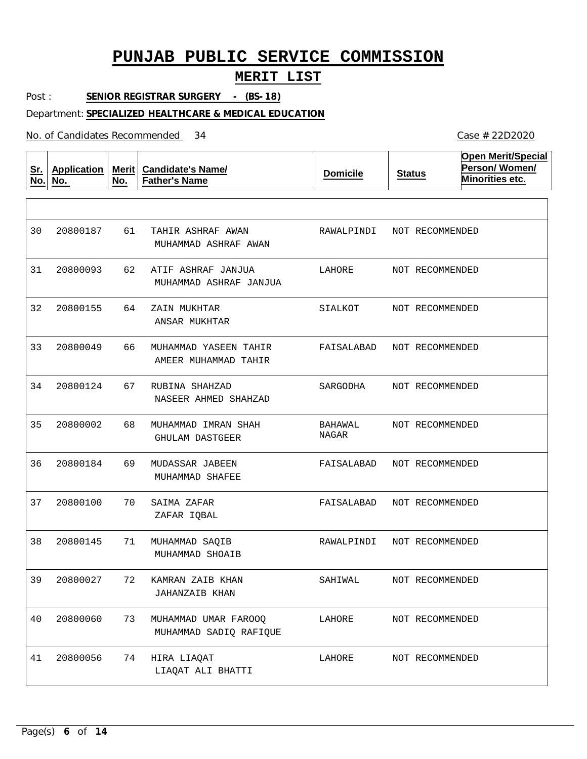# PUNJAB PUBLIC SERVICE COMMISSION

## MERIT LIST

Post : **SENIOR REGISTRAR SURGERY - (BS-18)**

Department: **SPECIALIZED HEALTHCARE & MEDICAL EDUCATION**

No. of Candidates Recommended 34

Case # 22D2020

| Sr. No. | Application No. | Merit No. | Candidate's Name/ Father's Name | Domicile | Status | Open Merit/Special Person/ Women/ Minorities etc. |
|---|---|---|---|---|---|---|
| 30 | 20800187 | 61 | TAHIR ASHRAF AWAN<br>MUHAMMAD ASHRAF AWAN | RAWALPINDI | NOT RECOMMENDED | |
| 31 | 20800093 | 62 | ATIF ASHRAF JANJUA<br>MUHAMMAD ASHRAF JANJUA | LAHORE | NOT RECOMMENDED | |
| 32 | 20800155 | 64 | ZAIN MUKHTAR<br>ANSAR MUKHTAR | SIALKOT | NOT RECOMMENDED | |
| 33 | 20800049 | 66 | MUHAMMAD YASEEN TAHIR<br>AMEER MUHAMMAD TAHIR | FAISALABAD | NOT RECOMMENDED | |
| 34 | 20800124 | 67 | RUBINA SHAHZAD<br>NASEER AHMED SHAHZAD | SARGODHA | NOT RECOMMENDED | |
| 35 | 20800002 | 68 | MUHAMMAD IMRAN SHAH<br>GHULAM DASTGEER | BAHAWAL NAGAR | NOT RECOMMENDED | |
| 36 | 20800184 | 69 | MUDASSAR JABEEN<br>MUHAMMAD SHAFEE | FAISALABAD | NOT RECOMMENDED | |
| 37 | 20800100 | 70 | SAIMA ZAFAR<br>ZAFAR IQBAL | FAISALABAD | NOT RECOMMENDED | |
| 38 | 20800145 | 71 | MUHAMMAD SAQIB<br>MUHAMMAD SHOAIB | RAWALPINDI | NOT RECOMMENDED | |
| 39 | 20800027 | 72 | KAMRAN ZAIB KHAN<br>JAHANZAIB KHAN | SAHIWAL | NOT RECOMMENDED | |
| 40 | 20800060 | 73 | MUHAMMAD UMAR FAROOQ<br>MUHAMMAD SADIQ RAFIQUE | LAHORE | NOT RECOMMENDED | |
| 41 | 20800056 | 74 | HIRA LIAQAT<br>LIAQAT ALI BHATTI | LAHORE | NOT RECOMMENDED | |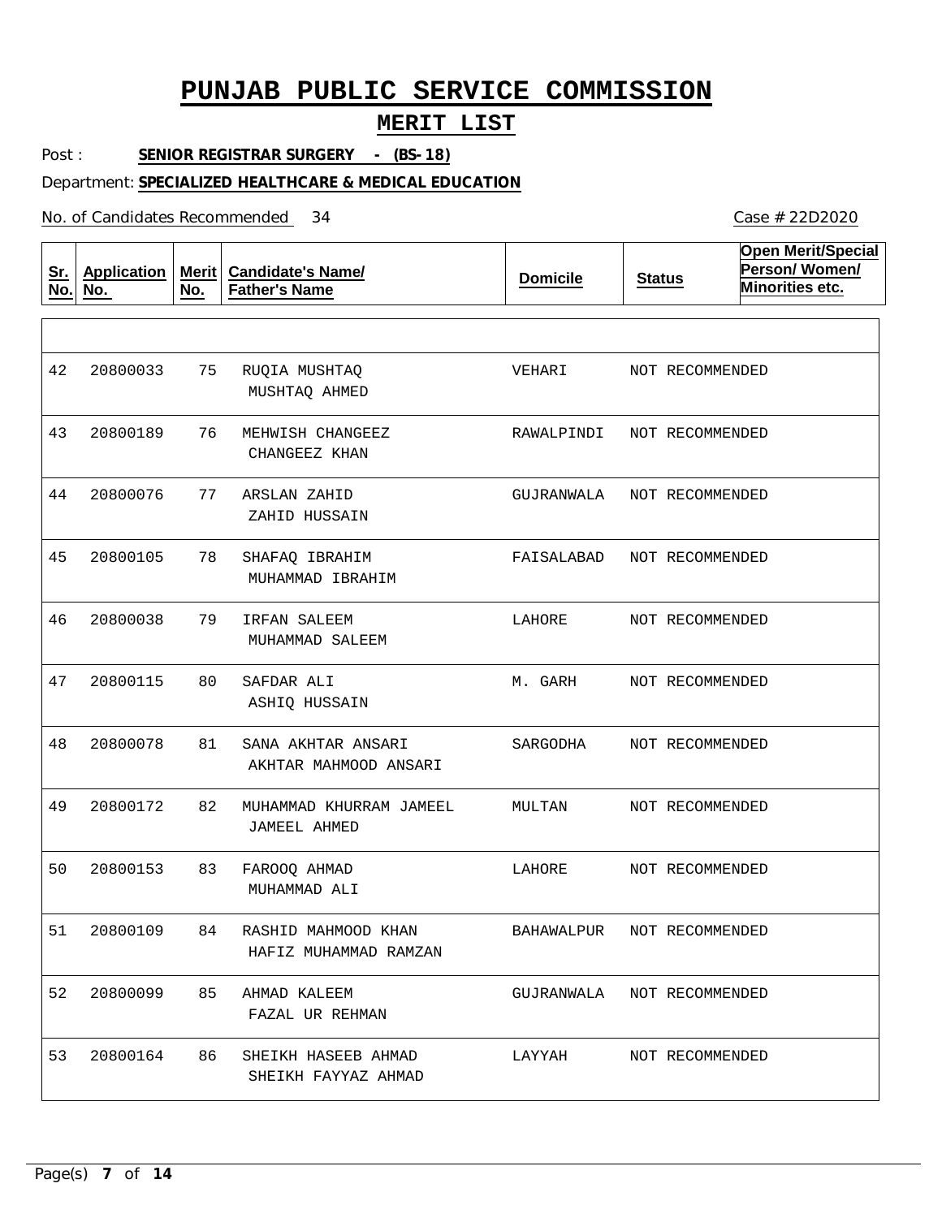# PUNJAB PUBLIC SERVICE COMMISSION

## MERIT LIST

Post : **SENIOR REGISTRAR SURGERY - (BS-18)**

Department: **SPECIALIZED HEALTHCARE & MEDICAL EDUCATION**

No. of Candidates Recommended 34

Case # 22D2020

| Sr. No. | Application No. | Merit No. | Candidate's Name/ Father's Name | Domicile | Status | Open Merit/Special Person/ Women/ Minorities etc. |
|---|---|---|---|---|---|---|
| 42 | 20800033 | 75 | RUQIA MUSHTAQ<br>MUSHTAQ AHMED | VEHARI | NOT RECOMMENDED | |
| 43 | 20800189 | 76 | MEHWISH CHANGEEZ<br>CHANGEEZ KHAN | RAWALPINDI | NOT RECOMMENDED | |
| 44 | 20800076 | 77 | ARSLAN ZAHID<br>ZAHID HUSSAIN | GUJRANWALA | NOT RECOMMENDED | |
| 45 | 20800105 | 78 | SHAFAQ IBRAHIM<br>MUHAMMAD IBRAHIM | FAISALABAD | NOT RECOMMENDED | |
| 46 | 20800038 | 79 | IRFAN SALEEM<br>MUHAMMAD SALEEM | LAHORE | NOT RECOMMENDED | |
| 47 | 20800115 | 80 | SAFDAR ALI<br>ASHIQ HUSSAIN | M. GARH | NOT RECOMMENDED | |
| 48 | 20800078 | 81 | SANA AKHTAR ANSARI<br>AKHTAR MAHMOOD ANSARI | SARGODHA | NOT RECOMMENDED | |
| 49 | 20800172 | 82 | MUHAMMAD KHURRAM JAMEEL<br>JAMEEL AHMED | MULTAN | NOT RECOMMENDED | |
| 50 | 20800153 | 83 | FAROOQ AHMAD<br>MUHAMMAD ALI | LAHORE | NOT RECOMMENDED | |
| 51 | 20800109 | 84 | RASHID MAHMOOD KHAN<br>HAFIZ MUHAMMAD RAMZAN | BAHAWALPUR | NOT RECOMMENDED | |
| 52 | 20800099 | 85 | AHMAD KALEEM<br>FAZAL UR REHMAN | GUJRANWALA | NOT RECOMMENDED | |
| 53 | 20800164 | 86 | SHEIKH HASEEB AHMAD<br>SHEIKH FAYYAZ AHMAD | LAYYAH | NOT RECOMMENDED | |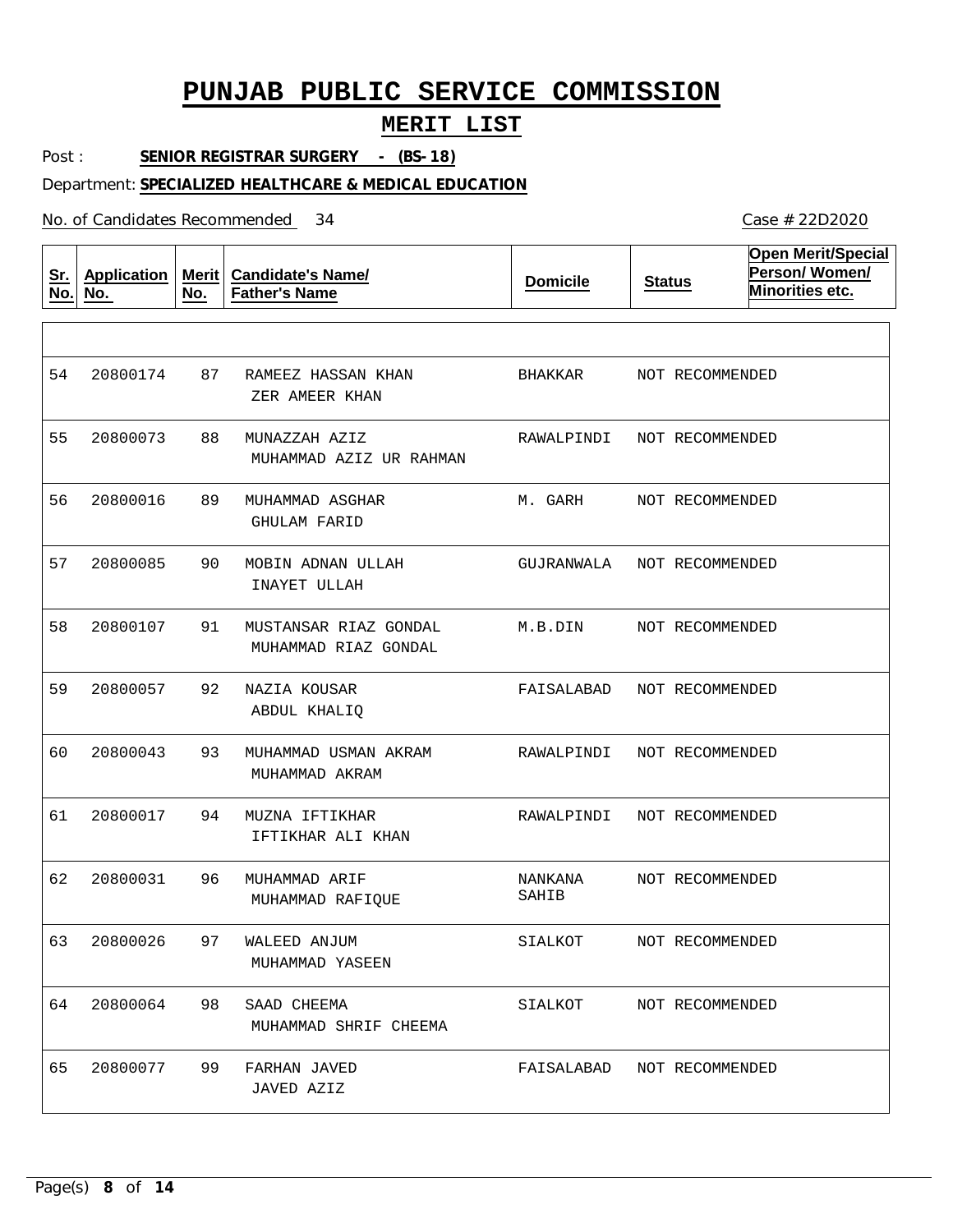# PUNJAB PUBLIC SERVICE COMMISSION

## MERIT LIST

Post : **SENIOR REGISTRAR SURGERY - (BS-18)**

Department: **SPECIALIZED HEALTHCARE & MEDICAL EDUCATION**

No. of Candidates Recommended 34

Case # 22D2020

| Sr. No. | Application No. | Merit No. | Candidate's Name/ Father's Name | Domicile | Status | Open Merit/Special Person/ Women/ Minorities etc. |
|---|---|---|---|---|---|---|
| 54 | 20800174 | 87 | RAMEEZ HASSAN KHAN<br>ZER AMEER KHAN | BHAKKAR | NOT RECOMMENDED | |
| 55 | 20800073 | 88 | MUNAZZAH AZIZ<br>MUHAMMAD AZIZ UR RAHMAN | RAWALPINDI | NOT RECOMMENDED | |
| 56 | 20800016 | 89 | MUHAMMAD ASGHAR<br>GHULAM FARID | M. GARH | NOT RECOMMENDED | |
| 57 | 20800085 | 90 | MOBIN ADNAN ULLAH<br>INAYET ULLAH | GUJRANWALA | NOT RECOMMENDED | |
| 58 | 20800107 | 91 | MUSTANSAR RIAZ GONDAL<br>MUHAMMAD RIAZ GONDAL | M.B.DIN | NOT RECOMMENDED | |
| 59 | 20800057 | 92 | NAZIA KOUSAR<br>ABDUL KHALIQ | FAISALABAD | NOT RECOMMENDED | |
| 60 | 20800043 | 93 | MUHAMMAD USMAN AKRAM<br>MUHAMMAD AKRAM | RAWALPINDI | NOT RECOMMENDED | |
| 61 | 20800017 | 94 | MUZNA IFTIKHAR<br>IFTIKHAR ALI KHAN | RAWALPINDI | NOT RECOMMENDED | |
| 62 | 20800031 | 96 | MUHAMMAD ARIF<br>MUHAMMAD RAFIQUE | NANKANA SAHIB | NOT RECOMMENDED | |
| 63 | 20800026 | 97 | WALEED ANJUM<br>MUHAMMAD YASEEN | SIALKOT | NOT RECOMMENDED | |
| 64 | 20800064 | 98 | SAAD CHEEMA<br>MUHAMMAD SHRIF CHEEMA | SIALKOT | NOT RECOMMENDED | |
| 65 | 20800077 | 99 | FARHAN JAVED<br>JAVED AZIZ | FAISALABAD | NOT RECOMMENDED | |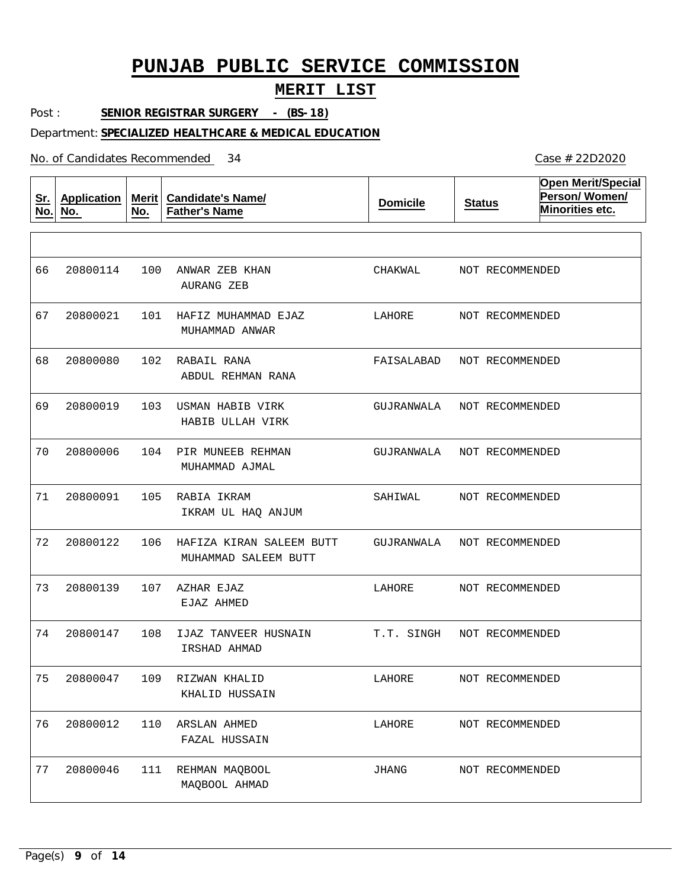# PUNJAB PUBLIC SERVICE COMMISSION

## MERIT LIST

Post : **SENIOR REGISTRAR SURGERY - (BS-18)**

Department: **SPECIALIZED HEALTHCARE & MEDICAL EDUCATION**

No. of Candidates Recommended 34

Case # 22D2020

| Sr. No. | Application No. | Merit No. | Candidate's Name/ Father's Name | Domicile | Status | Open Merit/Special Person/ Women/ Minorities etc. |
|---|---|---|---|---|---|---|
| 66 | 20800114 | 100 | ANWAR ZEB KHAN<br>AURANG ZEB | CHAKWAL | NOT RECOMMENDED | |
| 67 | 20800021 | 101 | HAFIZ MUHAMMAD EJAZ<br>MUHAMMAD ANWAR | LAHORE | NOT RECOMMENDED | |
| 68 | 20800080 | 102 | RABAIL RANA<br>ABDUL REHMAN RANA | FAISALABAD | NOT RECOMMENDED | |
| 69 | 20800019 | 103 | USMAN HABIB VIRK<br>HABIB ULLAH VIRK | GUJRANWALA | NOT RECOMMENDED | |
| 70 | 20800006 | 104 | PIR MUNEEB REHMAN<br>MUHAMMAD AJMAL | GUJRANWALA | NOT RECOMMENDED | |
| 71 | 20800091 | 105 | RABIA IKRAM<br>IKRAM UL HAQ ANJUM | SAHIWAL | NOT RECOMMENDED | |
| 72 | 20800122 | 106 | HAFIZA KIRAN SALEEM BUTT<br>MUHAMMAD SALEEM BUTT | GUJRANWALA | NOT RECOMMENDED | |
| 73 | 20800139 | 107 | AZHAR EJAZ<br>EJAZ AHMED | LAHORE | NOT RECOMMENDED | |
| 74 | 20800147 | 108 | IJAZ TANVEER HUSNAIN<br>IRSHAD AHMAD | T.T. SINGH | NOT RECOMMENDED | |
| 75 | 20800047 | 109 | RIZWAN KHALID<br>KHALID HUSSAIN | LAHORE | NOT RECOMMENDED | |
| 76 | 20800012 | 110 | ARSLAN AHMED<br>FAZAL HUSSAIN | LAHORE | NOT RECOMMENDED | |
| 77 | 20800046 | 111 | REHMAN MAQBOOL<br>MAQBOOL AHMAD | JHANG | NOT RECOMMENDED | |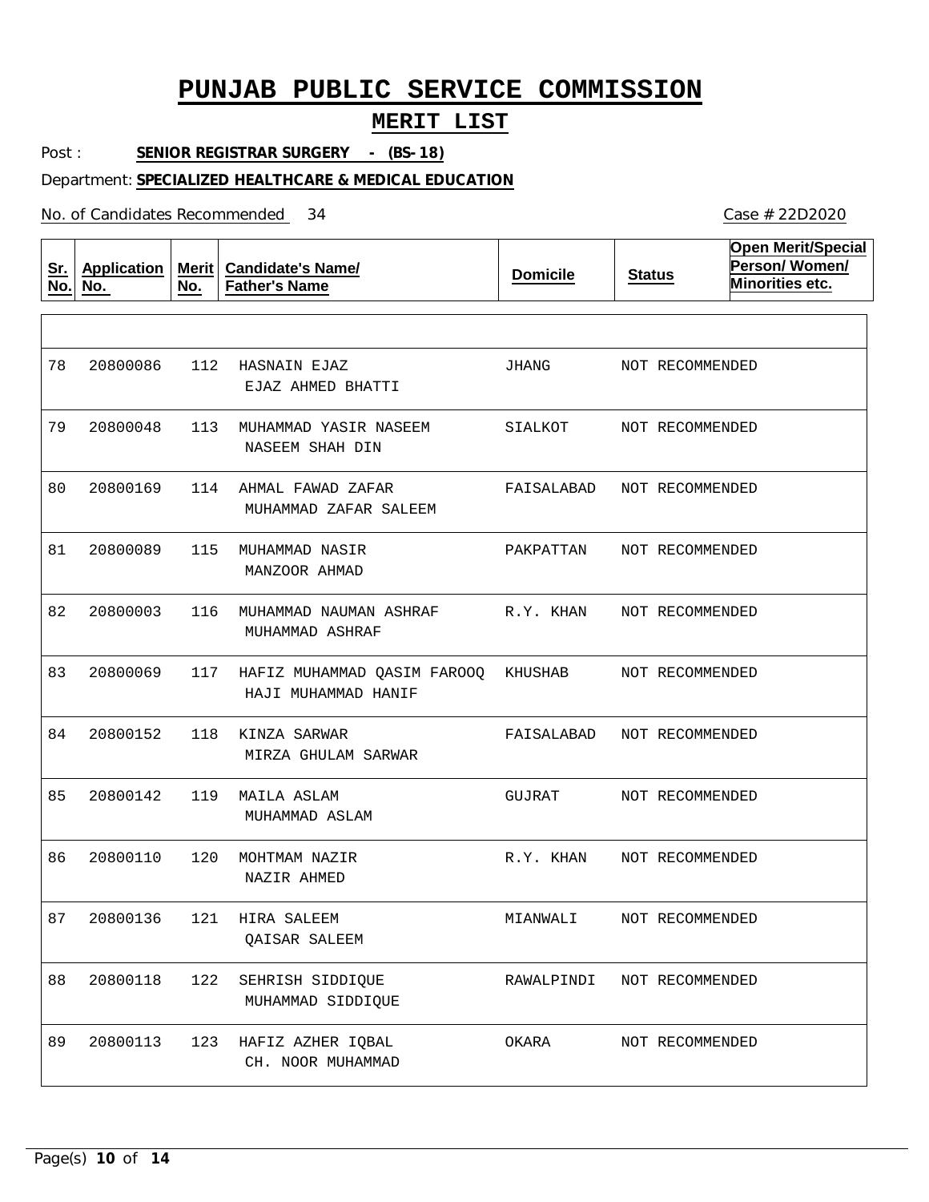# PUNJAB PUBLIC SERVICE COMMISSION

## MERIT LIST

Post : **SENIOR REGISTRAR SURGERY - (BS-18)**

Department: **SPECIALIZED HEALTHCARE & MEDICAL EDUCATION**

No. of Candidates Recommended 34

Case # 22D2020

| Sr. No. | Application No. | Merit No. | Candidate's Name/ Father's Name | Domicile | Status | Open Merit/Special Person/ Women/ Minorities etc. |
|---|---|---|---|---|---|---|
| 78 | 20800086 | 112 | HASNAIN EJAZ<br>EJAZ AHMED BHATTI | JHANG | NOT RECOMMENDED | |
| 79 | 20800048 | 113 | MUHAMMAD YASIR NASEEM<br>NASEEM SHAH DIN | SIALKOT | NOT RECOMMENDED | |
| 80 | 20800169 | 114 | AHMAL FAWAD ZAFAR<br>MUHAMMAD ZAFAR SALEEM | FAISALABAD | NOT RECOMMENDED | |
| 81 | 20800089 | 115 | MUHAMMAD NASIR<br>MANZOOR AHMAD | PAKPATTAN | NOT RECOMMENDED | |
| 82 | 20800003 | 116 | MUHAMMAD NAUMAN ASHRAF<br>MUHAMMAD ASHRAF | R.Y. KHAN | NOT RECOMMENDED | |
| 83 | 20800069 | 117 | HAFIZ MUHAMMAD QASIM FAROOQ<br>HAJI MUHAMMAD HANIF | KHUSHAB | NOT RECOMMENDED | |
| 84 | 20800152 | 118 | KINZA SARWAR<br>MIRZA GHULAM SARWAR | FAISALABAD | NOT RECOMMENDED | |
| 85 | 20800142 | 119 | MAILA ASLAM<br>MUHAMMAD ASLAM | GUJRAT | NOT RECOMMENDED | |
| 86 | 20800110 | 120 | MOHTMAM NAZIR<br>NAZIR AHMED | R.Y. KHAN | NOT RECOMMENDED | |
| 87 | 20800136 | 121 | HIRA SALEEM<br>QAISAR SALEEM | MIANWALI | NOT RECOMMENDED | |
| 88 | 20800118 | 122 | SEHRISH SIDDIQUE<br>MUHAMMAD SIDDIQUE | RAWALPINDI | NOT RECOMMENDED | |
| 89 | 20800113 | 123 | HAFIZ AZHER IQBAL<br>CH. NOOR MUHAMMAD | OKARA | NOT RECOMMENDED | |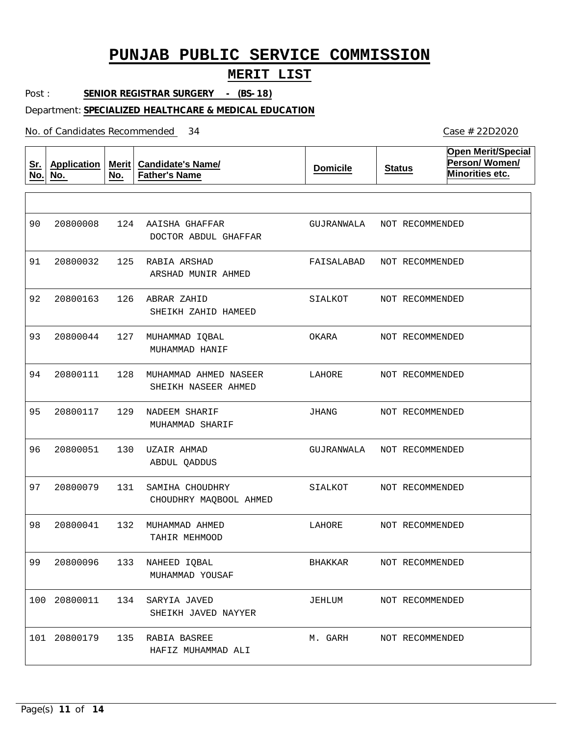# PUNJAB PUBLIC SERVICE COMMISSION

## MERIT LIST

Post : **SENIOR REGISTRAR SURGERY - (BS-18)**

Department: **SPECIALIZED HEALTHCARE & MEDICAL EDUCATION**

No. of Candidates Recommended 34

Case # 22D2020

| Sr. No. | Application No. | Merit No. | Candidate's Name/ Father's Name | Domicile | Status | Open Merit/Special Person/ Women/ Minorities etc. |
|---|---|---|---|---|---|---|
| 90 | 20800008 | 124 | AAISHA GHAFFAR<br>DOCTOR ABDUL GHAFFAR | GUJRANWALA | NOT RECOMMENDED | |
| 91 | 20800032 | 125 | RABIA ARSHAD<br>ARSHAD MUNIR AHMED | FAISALABAD | NOT RECOMMENDED | |
| 92 | 20800163 | 126 | ABRAR ZAHID<br>SHEIKH ZAHID HAMEED | SIALKOT | NOT RECOMMENDED | |
| 93 | 20800044 | 127 | MUHAMMAD IQBAL<br>MUHAMMAD HANIF | OKARA | NOT RECOMMENDED | |
| 94 | 20800111 | 128 | MUHAMMAD AHMED NASEER<br>SHEIKH NASEER AHMED | LAHORE | NOT RECOMMENDED | |
| 95 | 20800117 | 129 | NADEEM SHARIF<br>MUHAMMAD SHARIF | JHANG | NOT RECOMMENDED | |
| 96 | 20800051 | 130 | UZAIR AHMAD<br>ABDUL QADDUS | GUJRANWALA | NOT RECOMMENDED | |
| 97 | 20800079 | 131 | SAMIHA CHOUDHRY<br>CHOUDHRY MAQBOOL AHMED | SIALKOT | NOT RECOMMENDED | |
| 98 | 20800041 | 132 | MUHAMMAD AHMED<br>TAHIR MEHMOOD | LAHORE | NOT RECOMMENDED | |
| 99 | 20800096 | 133 | NAHEED IQBAL<br>MUHAMMAD YOUSAF | BHAKKAR | NOT RECOMMENDED | |
| 100 | 20800011 | 134 | SARYIA JAVED<br>SHEIKH JAVED NAYYER | JEHLUM | NOT RECOMMENDED | |
| 101 | 20800179 | 135 | RABIA BASREE<br>HAFIZ MUHAMMAD ALI | M. GARH | NOT RECOMMENDED | |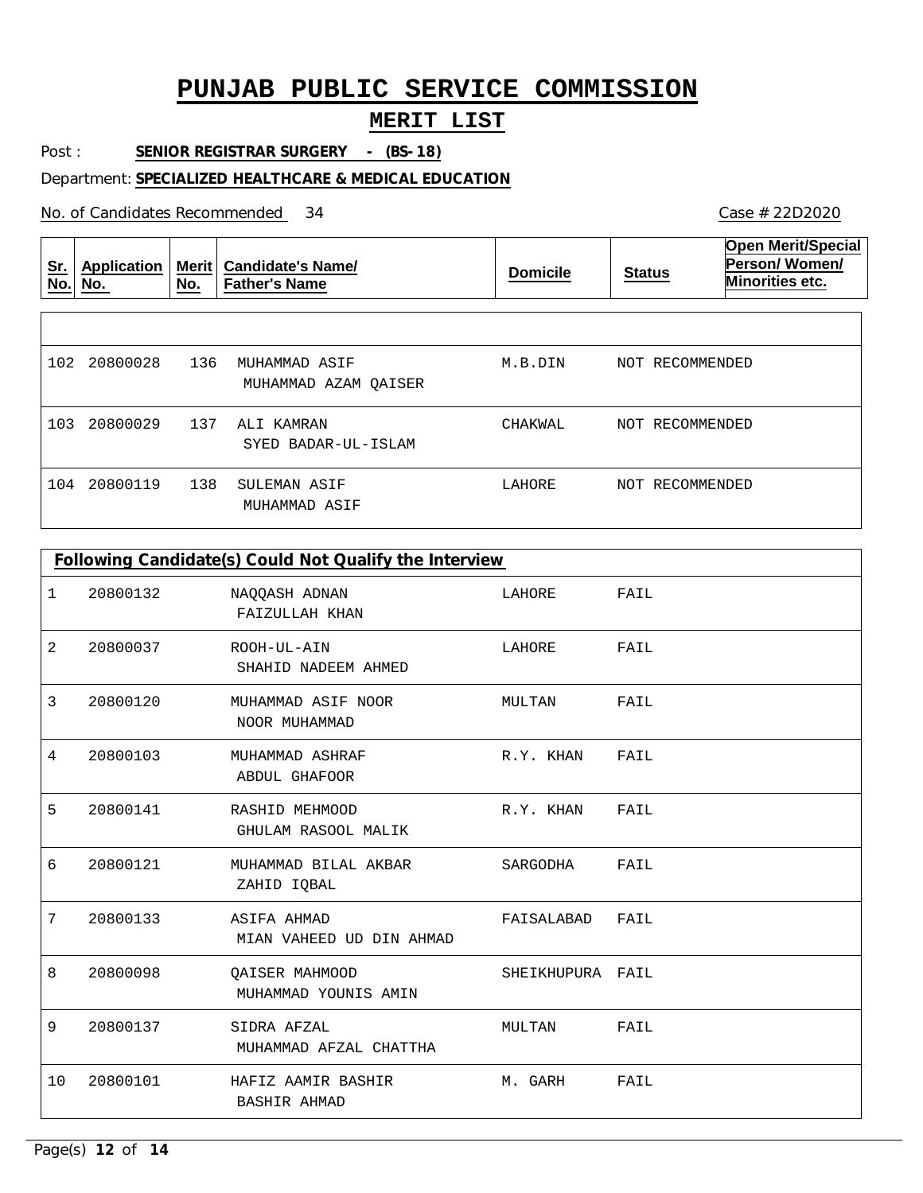# PUNJAB PUBLIC SERVICE COMMISSION

## MERIT LIST

Post : **SENIOR REGISTRAR SURGERY - (BS-18)**

Department: **SPECIALIZED HEALTHCARE & MEDICAL EDUCATION**

No. of Candidates Recommended 34

Case # 22D2020

| Sr. No. | Application No. | Merit No. | Candidate's Name/ Father's Name | Domicile | Status | Open Merit/Special Person/ Women/ Minorities etc. |
|---|---|---|---|---|---|---|
| 102 | 20800028 | 136 | MUHAMMAD ASIF<br>MUHAMMAD AZAM QAISER | M.B.DIN | NOT RECOMMENDED | |
| 103 | 20800029 | 137 | ALI KAMRAN<br>SYED BADAR-UL-ISLAM | CHAKWAL | NOT RECOMMENDED | |
| 104 | 20800119 | 138 | SULEMAN ASIF<br>MUHAMMAD ASIF | LAHORE | NOT RECOMMENDED | |

**Following Candidate(s) Could Not Qualify the Interview**

| Sr. No. | Application No. | Candidate's Name/ Father's Name | Domicile | Status |
|---|---|---|---|---|
| 1 | 20800132 | NAQQASH ADNAN<br>FAIZULLAH KHAN | LAHORE | FAIL |
| 2 | 20800037 | ROOH-UL-AIN<br>SHAHID NADEEM AHMED | LAHORE | FAIL |
| 3 | 20800120 | MUHAMMAD ASIF NOOR<br>NOOR MUHAMMAD | MULTAN | FAIL |
| 4 | 20800103 | MUHAMMAD ASHRAF<br>ABDUL GHAFOOR | R.Y. KHAN | FAIL |
| 5 | 20800141 | RASHID MEHMOOD<br>GHULAM RASOOL MALIK | R.Y. KHAN | FAIL |
| 6 | 20800121 | MUHAMMAD BILAL AKBAR<br>ZAHID IQBAL | SARGODHA | FAIL |
| 7 | 20800133 | ASIFA AHMAD<br>MIAN VAHEED UD DIN AHMAD | FAISALABAD | FAIL |
| 8 | 20800098 | QAISER MAHMOOD<br>MUHAMMAD YOUNIS AMIN | SHEIKHUPURA | FAIL |
| 9 | 20800137 | SIDRA AFZAL<br>MUHAMMAD AFZAL CHATTHA | MULTAN | FAIL |
| 10 | 20800101 | HAFIZ AAMIR BASHIR<br>BASHIR AHMAD | M. GARH | FAIL |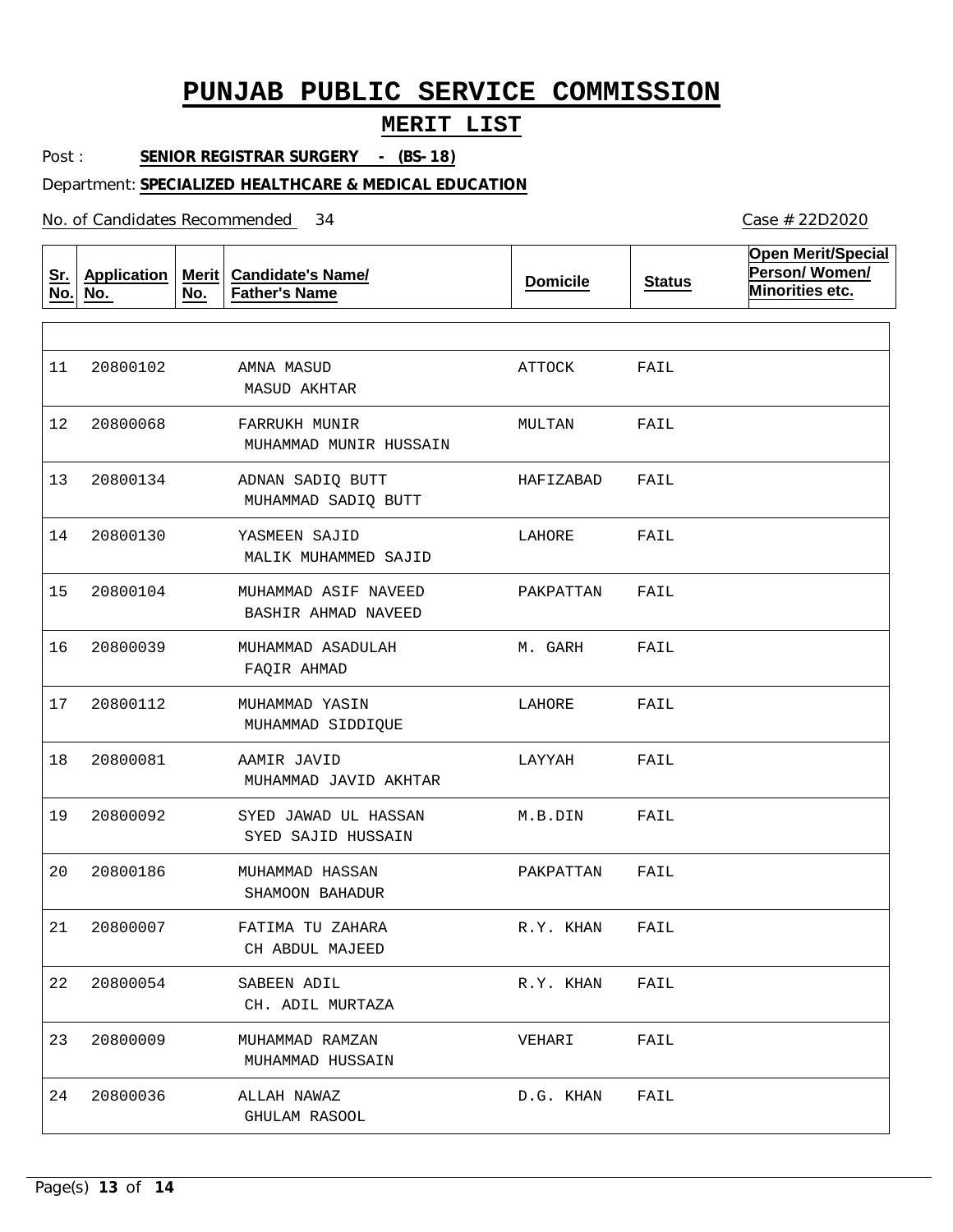# PUNJAB PUBLIC SERVICE COMMISSION

## MERIT LIST

Post : **SENIOR REGISTRAR SURGERY - (BS-18)**

Department: **SPECIALIZED HEALTHCARE & MEDICAL EDUCATION**

No. of Candidates Recommended 34

Case # 22D2020

| Sr. No. | Application No. | Merit No. | Candidate's Name/ Father's Name | Domicile | Status | Open Merit/Special Person/ Women/ Minorities etc. |
|---|---|---|---|---|---|---|
| 11 | 20800102 | | AMNA MASUD<br>MASUD AKHTAR | ATTOCK | FAIL | |
| 12 | 20800068 | | FARRUKH MUNIR<br>MUHAMMAD MUNIR HUSSAIN | MULTAN | FAIL | |
| 13 | 20800134 | | ADNAN SADIQ BUTT<br>MUHAMMAD SADIQ BUTT | HAFIZABAD | FAIL | |
| 14 | 20800130 | | YASMEEN SAJID<br>MALIK MUHAMMED SAJID | LAHORE | FAIL | |
| 15 | 20800104 | | MUHAMMAD ASIF NAVEED<br>BASHIR AHMAD NAVEED | PAKPATTAN | FAIL | |
| 16 | 20800039 | | MUHAMMAD ASADULAH<br>FAQIR AHMAD | M. GARH | FAIL | |
| 17 | 20800112 | | MUHAMMAD YASIN<br>MUHAMMAD SIDDIQUE | LAHORE | FAIL | |
| 18 | 20800081 | | AAMIR JAVID<br>MUHAMMAD JAVID AKHTAR | LAYYAH | FAIL | |
| 19 | 20800092 | | SYED JAWAD UL HASSAN<br>SYED SAJID HUSSAIN | M.B.DIN | FAIL | |
| 20 | 20800186 | | MUHAMMAD HASSAN<br>SHAMOON BAHADUR | PAKPATTAN | FAIL | |
| 21 | 20800007 | | FATIMA TU ZAHARA<br>CH ABDUL MAJEED | R.Y. KHAN | FAIL | |
| 22 | 20800054 | | SABEEN ADIL<br>CH. ADIL MURTAZA | R.Y. KHAN | FAIL | |
| 23 | 20800009 | | MUHAMMAD RAMZAN<br>MUHAMMAD HUSSAIN | VEHARI | FAIL | |
| 24 | 20800036 | | ALLAH NAWAZ<br>GHULAM RASOOL | D.G. KHAN | FAIL | |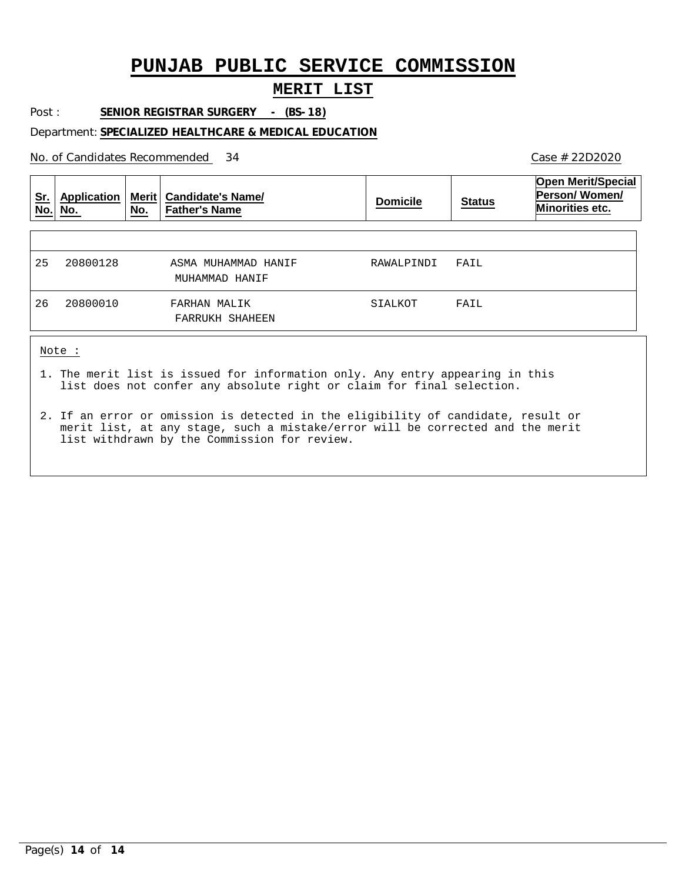# PUNJAB PUBLIC SERVICE COMMISSION

## MERIT LIST

Post : **SENIOR REGISTRAR SURGERY - (BS-18)**

Department: **SPECIALIZED HEALTHCARE & MEDICAL EDUCATION**

No. of Candidates Recommended 34

Case # 22D2020

| Sr. No. | Application No. | Merit No. | Candidate's Name/ Father's Name | Domicile | Status | Open Merit/Special Person/ Women/ Minorities etc. |
|---|---|---|---|---|---|---|
| 25 | 20800128 | | ASMA MUHAMMAD HANIF<br>MUHAMMAD HANIF | RAWALPINDI | FAIL | |
| 26 | 20800010 | | FARHAN MALIK<br>FARRUKH SHAHEEN | SIALKOT | FAIL | |

Note :

1. The merit list is issued for information only. Any entry appearing in this list does not confer any absolute right or claim for final selection.
2. If an error or omission is detected in the eligibility of candidate, result or merit list, at any stage, such a mistake/error will be corrected and the merit list withdrawn by the Commission for review.